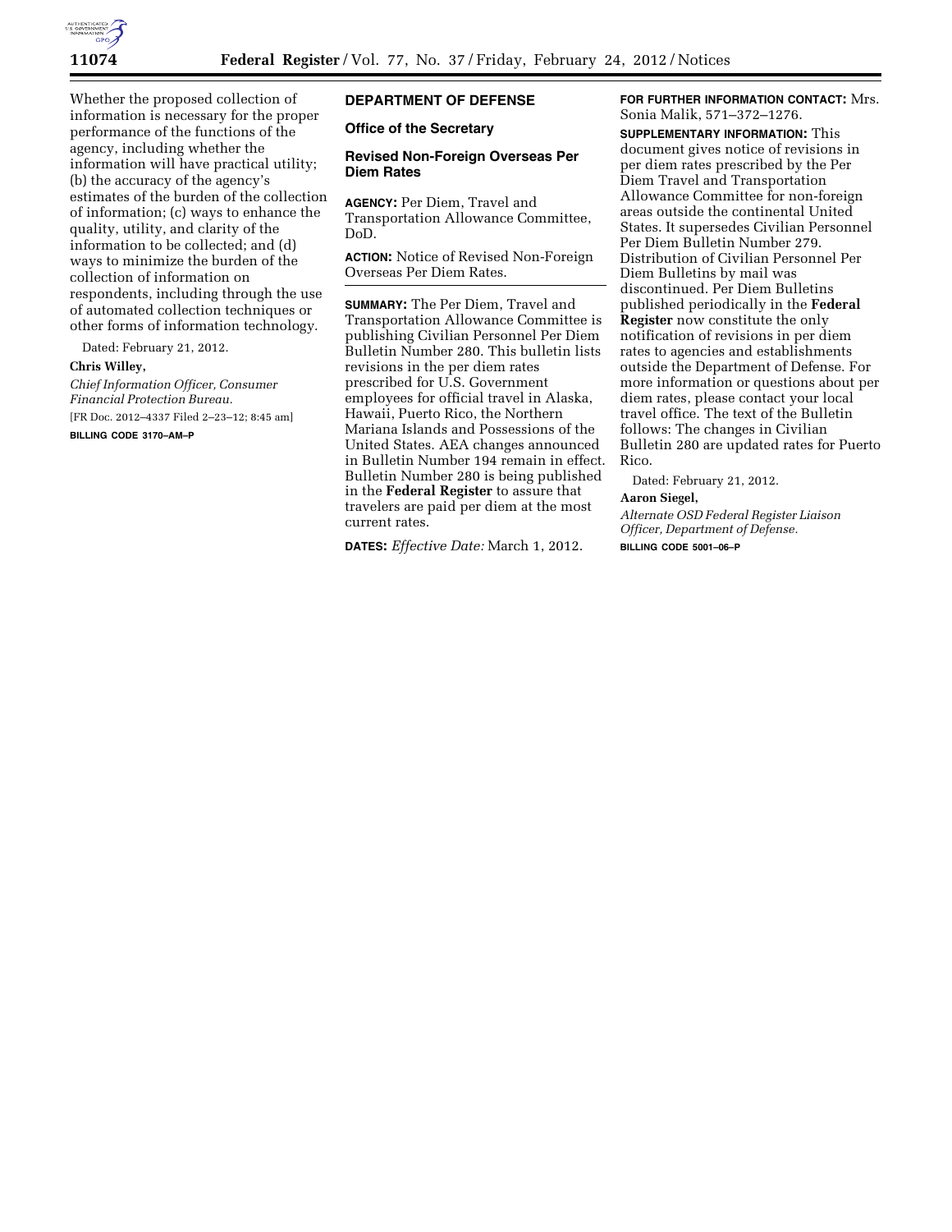Whether the proposed collection of information is necessary for the proper performance of the functions of the agency, including whether the information will have practical utility; (b) the accuracy of the agency's estimates of the burden of the collection of information; (c) ways to enhance the quality, utility, and clarity of the information to be collected; and (d) ways to minimize the burden of the collection of information on respondents, including through the use of automated collection techniques or other forms of information technology.

Dated: February 21, 2012.

**Chris Willey,**

*Chief Information Officer, Consumer Financial Protection Bureau.*

[FR Doc. 2012–4337 Filed 2–23–12; 8:45 am]

**BILLING CODE 3170–AM–P**

## DEPARTMENT OF DEFENSE

### Office of the Secretary

### Revised Non-Foreign Overseas Per Diem Rates

**AGENCY:** Per Diem, Travel and Transportation Allowance Committee, DoD.

**ACTION:** Notice of Revised Non-Foreign Overseas Per Diem Rates.

**SUMMARY:** The Per Diem, Travel and Transportation Allowance Committee is publishing Civilian Personnel Per Diem Bulletin Number 280. This bulletin lists revisions in the per diem rates prescribed for U.S. Government employees for official travel in Alaska, Hawaii, Puerto Rico, the Northern Mariana Islands and Possessions of the United States. AEA changes announced in Bulletin Number 194 remain in effect. Bulletin Number 280 is being published in the **Federal Register** to assure that travelers are paid per diem at the most current rates.

**DATES:** *Effective Date:* March 1, 2012.

**FOR FURTHER INFORMATION CONTACT:** Mrs. Sonia Malik, 571–372–1276.

**SUPPLEMENTARY INFORMATION:** This document gives notice of revisions in per diem rates prescribed by the Per Diem Travel and Transportation Allowance Committee for non-foreign areas outside the continental United States. It supersedes Civilian Personnel Per Diem Bulletin Number 279. Distribution of Civilian Personnel Per Diem Bulletins by mail was discontinued. Per Diem Bulletins published periodically in the **Federal Register** now constitute the only notification of revisions in per diem rates to agencies and establishments outside the Department of Defense. For more information or questions about per diem rates, please contact your local travel office. The text of the Bulletin follows: The changes in Civilian Bulletin 280 are updated rates for Puerto Rico.

Dated: February 21, 2012.

**Aaron Siegel,**

*Alternate OSD Federal Register Liaison Officer, Department of Defense.*

**BILLING CODE 5001–06–P**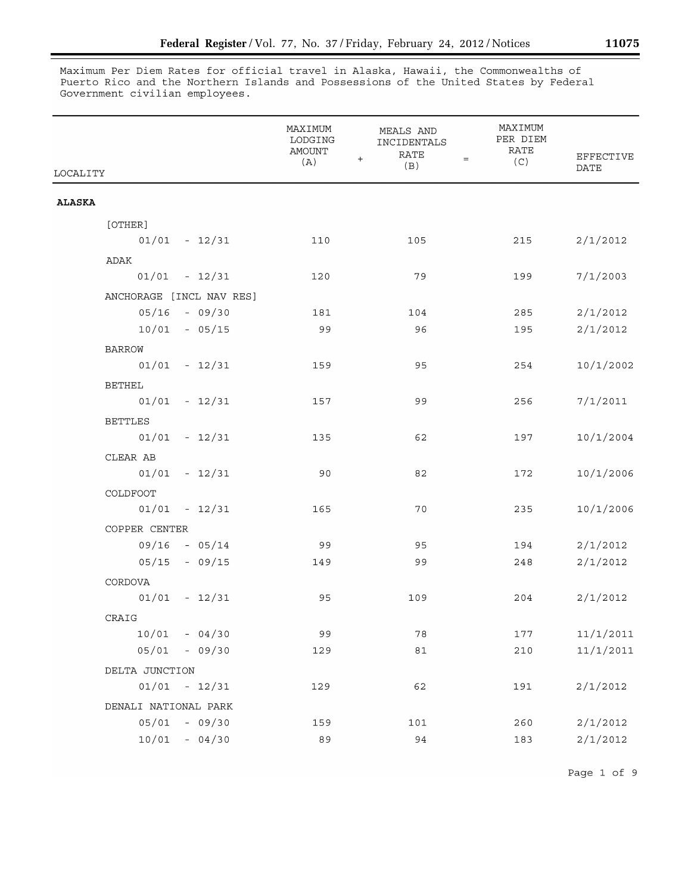Maximum Per Diem Rates for official travel in Alaska, Hawaii, the Commonwealths of Puerto Rico and the Northern Islands and Possessions of the United States by Federal Government civilian employees.

| LOCALITY | MAXIMUM LODGING AMOUNT (A) | + | MEALS AND INCIDENTALS RATE (B) | = | MAXIMUM PER DIEM RATE (C) | EFFECTIVE DATE |
|---|---|---|---|---|---|---|
| **ALASKA** | | | | | | |
| [OTHER] | | | | | | |
| 01/01 - 12/31 | 110 | | 105 | | 215 | 2/1/2012 |
| ADAK | | | | | | |
| 01/01 - 12/31 | 120 | | 79 | | 199 | 7/1/2003 |
| ANCHORAGE [INCL NAV RES] | | | | | | |
| 05/16 - 09/30 | 181 | | 104 | | 285 | 2/1/2012 |
| 10/01 - 05/15 | 99 | | 96 | | 195 | 2/1/2012 |
| BARROW | | | | | | |
| 01/01 - 12/31 | 159 | | 95 | | 254 | 10/1/2002 |
| BETHEL | | | | | | |
| 01/01 - 12/31 | 157 | | 99 | | 256 | 7/1/2011 |
| BETTLES | | | | | | |
| 01/01 - 12/31 | 135 | | 62 | | 197 | 10/1/2004 |
| CLEAR AB | | | | | | |
| 01/01 - 12/31 | 90 | | 82 | | 172 | 10/1/2006 |
| COLDFOOT | | | | | | |
| 01/01 - 12/31 | 165 | | 70 | | 235 | 10/1/2006 |
| COPPER CENTER | | | | | | |
| 09/16 - 05/14 | 99 | | 95 | | 194 | 2/1/2012 |
| 05/15 - 09/15 | 149 | | 99 | | 248 | 2/1/2012 |
| CORDOVA | | | | | | |
| 01/01 - 12/31 | 95 | | 109 | | 204 | 2/1/2012 |
| CRAIG | | | | | | |
| 10/01 - 04/30 | 99 | | 78 | | 177 | 11/1/2011 |
| 05/01 - 09/30 | 129 | | 81 | | 210 | 11/1/2011 |
| DELTA JUNCTION | | | | | | |
| 01/01 - 12/31 | 129 | | 62 | | 191 | 2/1/2012 |
| DENALI NATIONAL PARK | | | | | | |
| 05/01 - 09/30 | 159 | | 101 | | 260 | 2/1/2012 |
| 10/01 - 04/30 | 89 | | 94 | | 183 | 2/1/2012 |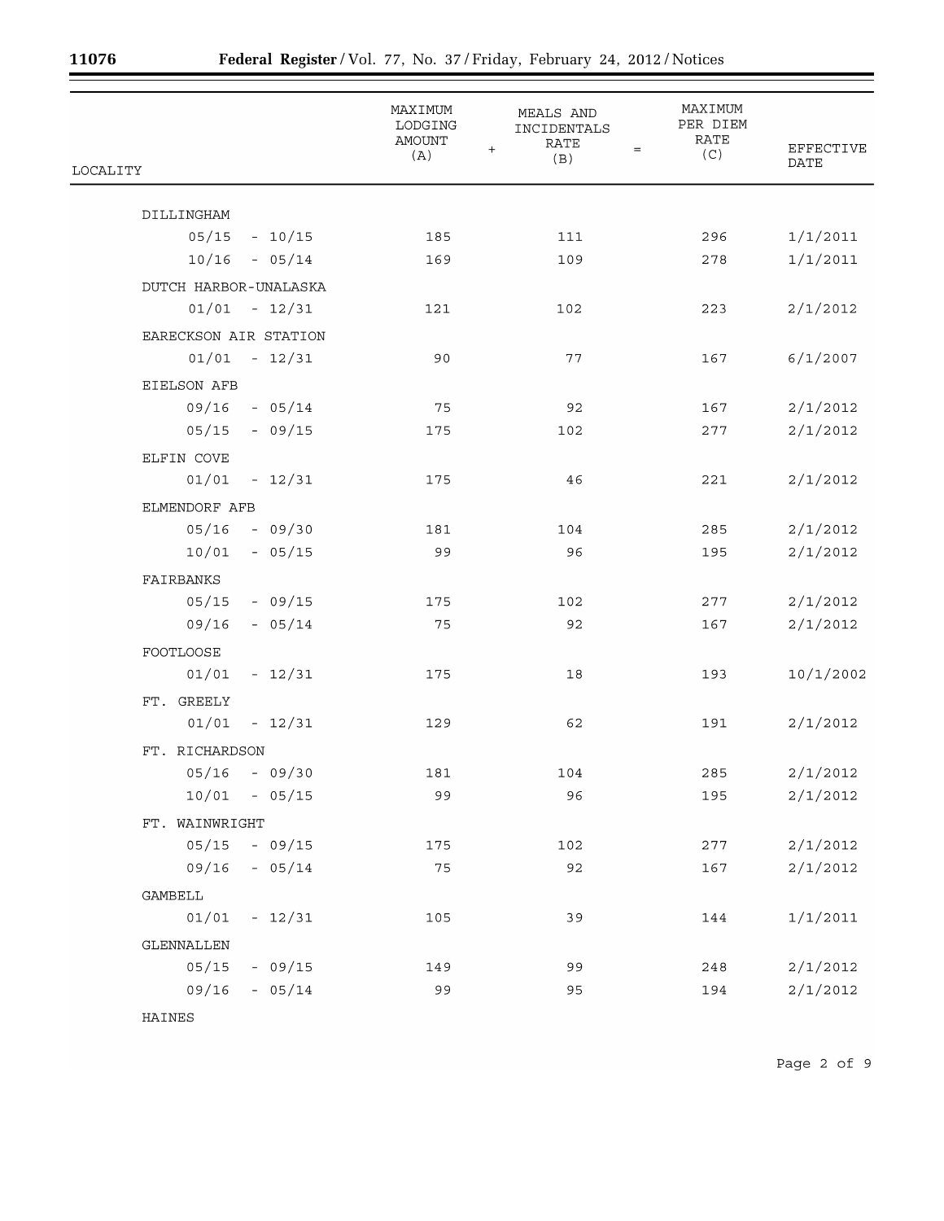| LOCALITY | MAXIMUM LODGING AMOUNT (A) | + MEALS AND INCIDENTALS RATE (B) | = MAXIMUM PER DIEM RATE (C) | EFFECTIVE DATE |
|---|---|---|---|---|
| DILLINGHAM | | | | |
| 05/15 - 10/15 | 185 | 111 | 296 | 1/1/2011 |
| 10/16 - 05/14 | 169 | 109 | 278 | 1/1/2011 |
| DUTCH HARBOR-UNALASKA | | | | |
| 01/01 - 12/31 | 121 | 102 | 223 | 2/1/2012 |
| EARECKSON AIR STATION | | | | |
| 01/01 - 12/31 | 90 | 77 | 167 | 6/1/2007 |
| EIELSON AFB | | | | |
| 09/16 - 05/14 | 75 | 92 | 167 | 2/1/2012 |
| 05/15 - 09/15 | 175 | 102 | 277 | 2/1/2012 |
| ELFIN COVE | | | | |
| 01/01 - 12/31 | 175 | 46 | 221 | 2/1/2012 |
| ELMENDORF AFB | | | | |
| 05/16 - 09/30 | 181 | 104 | 285 | 2/1/2012 |
| 10/01 - 05/15 | 99 | 96 | 195 | 2/1/2012 |
| FAIRBANKS | | | | |
| 05/15 - 09/15 | 175 | 102 | 277 | 2/1/2012 |
| 09/16 - 05/14 | 75 | 92 | 167 | 2/1/2012 |
| FOOTLOOSE | | | | |
| 01/01 - 12/31 | 175 | 18 | 193 | 10/1/2002 |
| FT. GREELY | | | | |
| 01/01 - 12/31 | 129 | 62 | 191 | 2/1/2012 |
| FT. RICHARDSON | | | | |
| 05/16 - 09/30 | 181 | 104 | 285 | 2/1/2012 |
| 10/01 - 05/15 | 99 | 96 | 195 | 2/1/2012 |
| FT. WAINWRIGHT | | | | |
| 05/15 - 09/15 | 175 | 102 | 277 | 2/1/2012 |
| 09/16 - 05/14 | 75 | 92 | 167 | 2/1/2012 |
| GAMBELL | | | | |
| 01/01 - 12/31 | 105 | 39 | 144 | 1/1/2011 |
| GLENNALLEN | | | | |
| 05/15 - 09/15 | 149 | 99 | 248 | 2/1/2012 |
| 09/16 - 05/14 | 99 | 95 | 194 | 2/1/2012 |
| HAINES | | | | |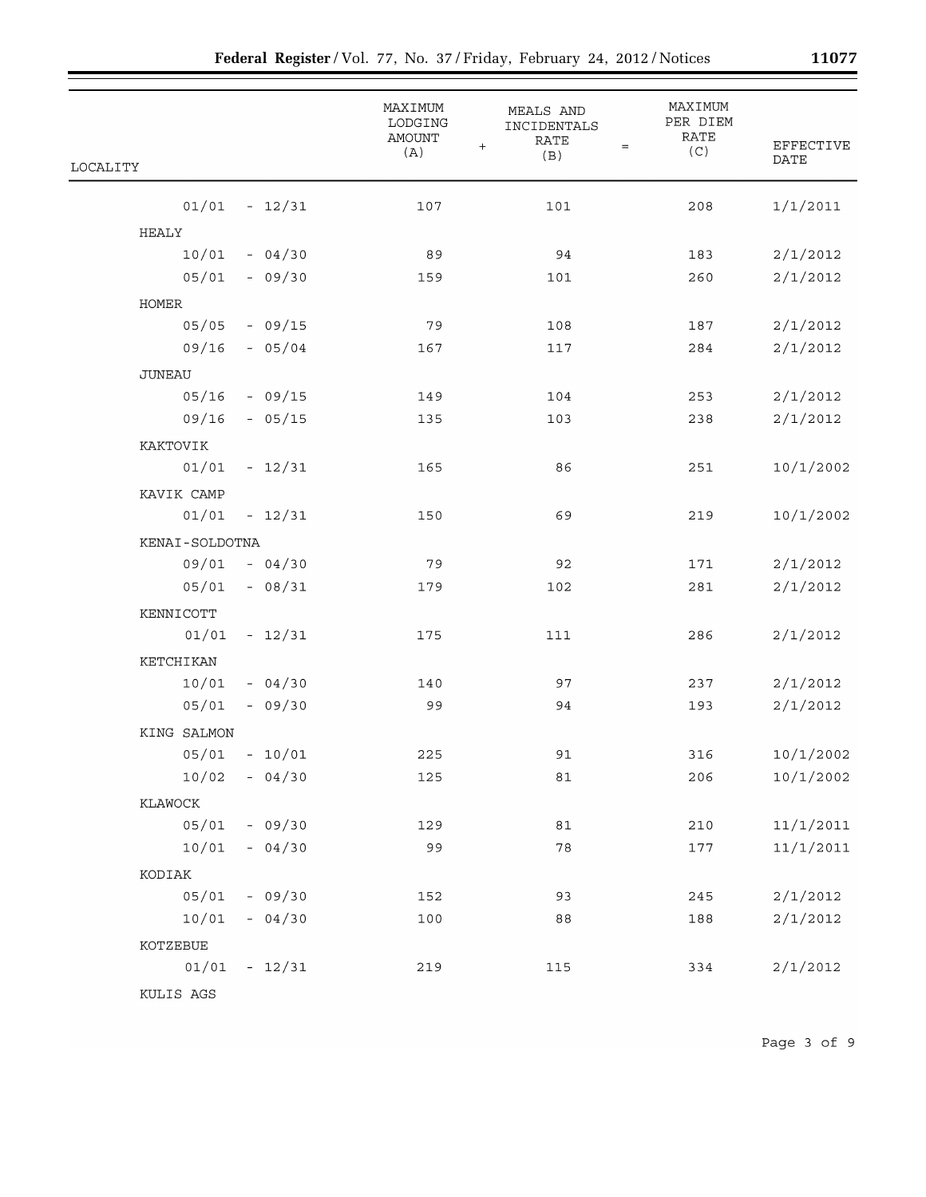| LOCALITY | MAXIMUM LODGING AMOUNT (A) | + MEALS AND INCIDENTALS RATE (B) | = MAXIMUM PER DIEM RATE (C) | EFFECTIVE DATE |
|---|---|---|---|---|
| 01/01 - 12/31 | 107 | 101 | 208 | 1/1/2011 |
| HEALY | | | | |
| 10/01 - 04/30 | 89 | 94 | 183 | 2/1/2012 |
| 05/01 - 09/30 | 159 | 101 | 260 | 2/1/2012 |
| HOMER | | | | |
| 05/05 - 09/15 | 79 | 108 | 187 | 2/1/2012 |
| 09/16 - 05/04 | 167 | 117 | 284 | 2/1/2012 |
| JUNEAU | | | | |
| 05/16 - 09/15 | 149 | 104 | 253 | 2/1/2012 |
| 09/16 - 05/15 | 135 | 103 | 238 | 2/1/2012 |
| KAKTOVIK | | | | |
| 01/01 - 12/31 | 165 | 86 | 251 | 10/1/2002 |
| KAVIK CAMP | | | | |
| 01/01 - 12/31 | 150 | 69 | 219 | 10/1/2002 |
| KENAI-SOLDOTNA | | | | |
| 09/01 - 04/30 | 79 | 92 | 171 | 2/1/2012 |
| 05/01 - 08/31 | 179 | 102 | 281 | 2/1/2012 |
| KENNICOTT | | | | |
| 01/01 - 12/31 | 175 | 111 | 286 | 2/1/2012 |
| KETCHIKAN | | | | |
| 10/01 - 04/30 | 140 | 97 | 237 | 2/1/2012 |
| 05/01 - 09/30 | 99 | 94 | 193 | 2/1/2012 |
| KING SALMON | | | | |
| 05/01 - 10/01 | 225 | 91 | 316 | 10/1/2002 |
| 10/02 - 04/30 | 125 | 81 | 206 | 10/1/2002 |
| KLAWOCK | | | | |
| 05/01 - 09/30 | 129 | 81 | 210 | 11/1/2011 |
| 10/01 - 04/30 | 99 | 78 | 177 | 11/1/2011 |
| KODIAK | | | | |
| 05/01 - 09/30 | 152 | 93 | 245 | 2/1/2012 |
| 10/01 - 04/30 | 100 | 88 | 188 | 2/1/2012 |
| KOTZEBUE | | | | |
| 01/01 - 12/31 | 219 | 115 | 334 | 2/1/2012 |
| KULIS AGS | | | | |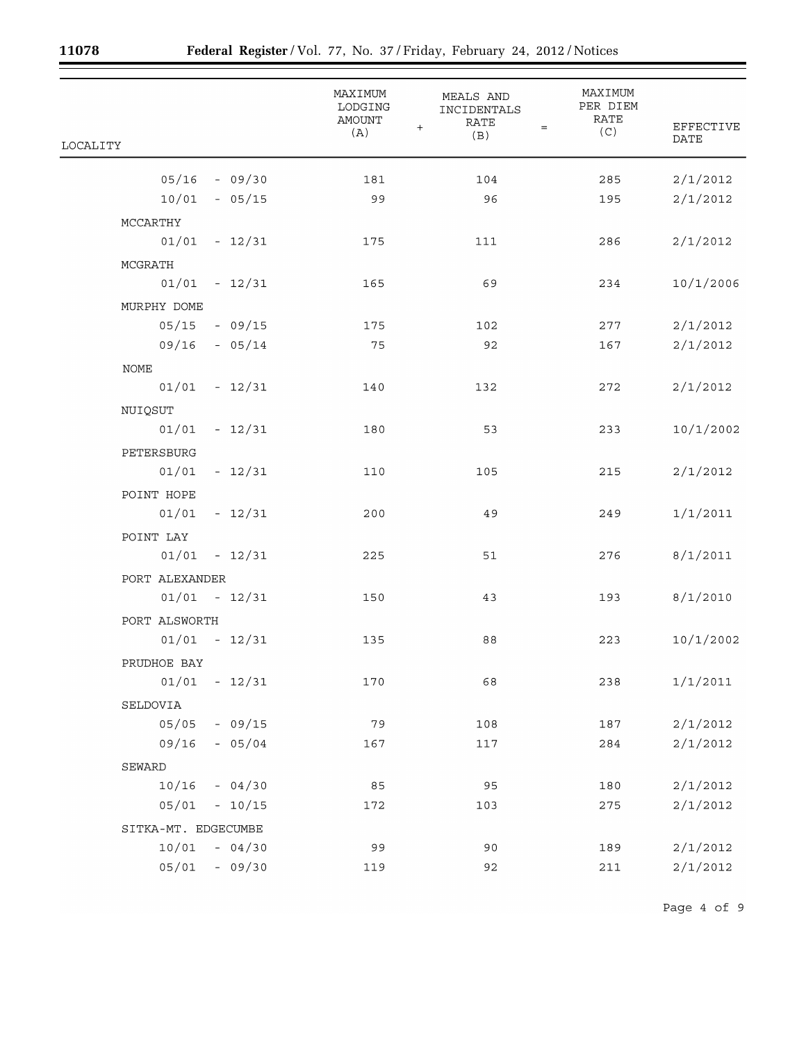| LOCALITY | MAXIMUM LODGING AMOUNT (A) | + MEALS AND INCIDENTALS RATE (B) | = MAXIMUM PER DIEM RATE (C) | EFFECTIVE DATE |
|---|---|---|---|---|
| 05/16 - 09/30 | 181 | 104 | 285 | 2/1/2012 |
| 10/01 - 05/15 | 99 | 96 | 195 | 2/1/2012 |
| MCCARTHY | | | | |
| 01/01 - 12/31 | 175 | 111 | 286 | 2/1/2012 |
| MCGRATH | | | | |
| 01/01 - 12/31 | 165 | 69 | 234 | 10/1/2006 |
| MURPHY DOME | | | | |
| 05/15 - 09/15 | 175 | 102 | 277 | 2/1/2012 |
| 09/16 - 05/14 | 75 | 92 | 167 | 2/1/2012 |
| NOME | | | | |
| 01/01 - 12/31 | 140 | 132 | 272 | 2/1/2012 |
| NUIQSUT | | | | |
| 01/01 - 12/31 | 180 | 53 | 233 | 10/1/2002 |
| PETERSBURG | | | | |
| 01/01 - 12/31 | 110 | 105 | 215 | 2/1/2012 |
| POINT HOPE | | | | |
| 01/01 - 12/31 | 200 | 49 | 249 | 1/1/2011 |
| POINT LAY | | | | |
| 01/01 - 12/31 | 225 | 51 | 276 | 8/1/2011 |
| PORT ALEXANDER | | | | |
| 01/01 - 12/31 | 150 | 43 | 193 | 8/1/2010 |
| PORT ALSWORTH | | | | |
| 01/01 - 12/31 | 135 | 88 | 223 | 10/1/2002 |
| PRUDHOE BAY | | | | |
| 01/01 - 12/31 | 170 | 68 | 238 | 1/1/2011 |
| SELDOVIA | | | | |
| 05/05 - 09/15 | 79 | 108 | 187 | 2/1/2012 |
| 09/16 - 05/04 | 167 | 117 | 284 | 2/1/2012 |
| SEWARD | | | | |
| 10/16 - 04/30 | 85 | 95 | 180 | 2/1/2012 |
| 05/01 - 10/15 | 172 | 103 | 275 | 2/1/2012 |
| SITKA-MT. EDGECUMBE | | | | |
| 10/01 - 04/30 | 99 | 90 | 189 | 2/1/2012 |
| 05/01 - 09/30 | 119 | 92 | 211 | 2/1/2012 |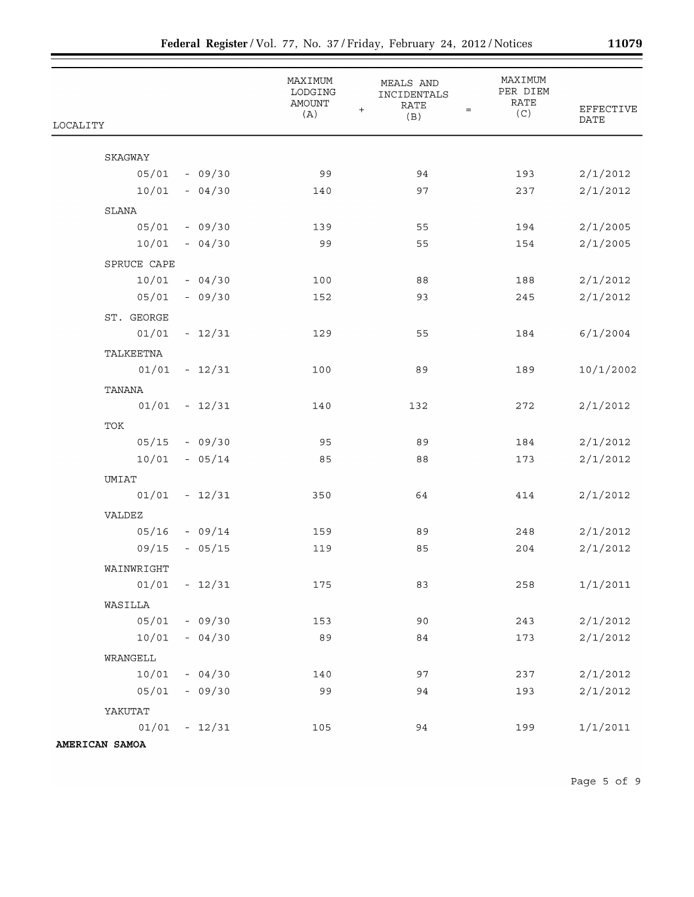| LOCALITY | MAXIMUM LODGING AMOUNT (A) | + | MEALS AND INCIDENTALS RATE (B) | = | MAXIMUM PER DIEM RATE (C) | EFFECTIVE DATE |
|---|---|---|---|---|---|---|
| SKAGWAY | | | | | | |
| 05/01 - 09/30 | 99 | | 94 | | 193 | 2/1/2012 |
| 10/01 - 04/30 | 140 | | 97 | | 237 | 2/1/2012 |
| SLANA | | | | | | |
| 05/01 - 09/30 | 139 | | 55 | | 194 | 2/1/2005 |
| 10/01 - 04/30 | 99 | | 55 | | 154 | 2/1/2005 |
| SPRUCE CAPE | | | | | | |
| 10/01 - 04/30 | 100 | | 88 | | 188 | 2/1/2012 |
| 05/01 - 09/30 | 152 | | 93 | | 245 | 2/1/2012 |
| ST. GEORGE | | | | | | |
| 01/01 - 12/31 | 129 | | 55 | | 184 | 6/1/2004 |
| TALKEETNA | | | | | | |
| 01/01 - 12/31 | 100 | | 89 | | 189 | 10/1/2002 |
| TANANA | | | | | | |
| 01/01 - 12/31 | 140 | | 132 | | 272 | 2/1/2012 |
| TOK | | | | | | |
| 05/15 - 09/30 | 95 | | 89 | | 184 | 2/1/2012 |
| 10/01 - 05/14 | 85 | | 88 | | 173 | 2/1/2012 |
| UMIAT | | | | | | |
| 01/01 - 12/31 | 350 | | 64 | | 414 | 2/1/2012 |
| VALDEZ | | | | | | |
| 05/16 - 09/14 | 159 | | 89 | | 248 | 2/1/2012 |
| 09/15 - 05/15 | 119 | | 85 | | 204 | 2/1/2012 |
| WAINWRIGHT | | | | | | |
| 01/01 - 12/31 | 175 | | 83 | | 258 | 1/1/2011 |
| WASILLA | | | | | | |
| 05/01 - 09/30 | 153 | | 90 | | 243 | 2/1/2012 |
| 10/01 - 04/30 | 89 | | 84 | | 173 | 2/1/2012 |
| WRANGELL | | | | | | |
| 10/01 - 04/30 | 140 | | 97 | | 237 | 2/1/2012 |
| 05/01 - 09/30 | 99 | | 94 | | 193 | 2/1/2012 |
| YAKUTAT | | | | | | |
| 01/01 - 12/31 | 105 | | 94 | | 199 | 1/1/2011 |
| **AMERICAN SAMOA** | | | | | | |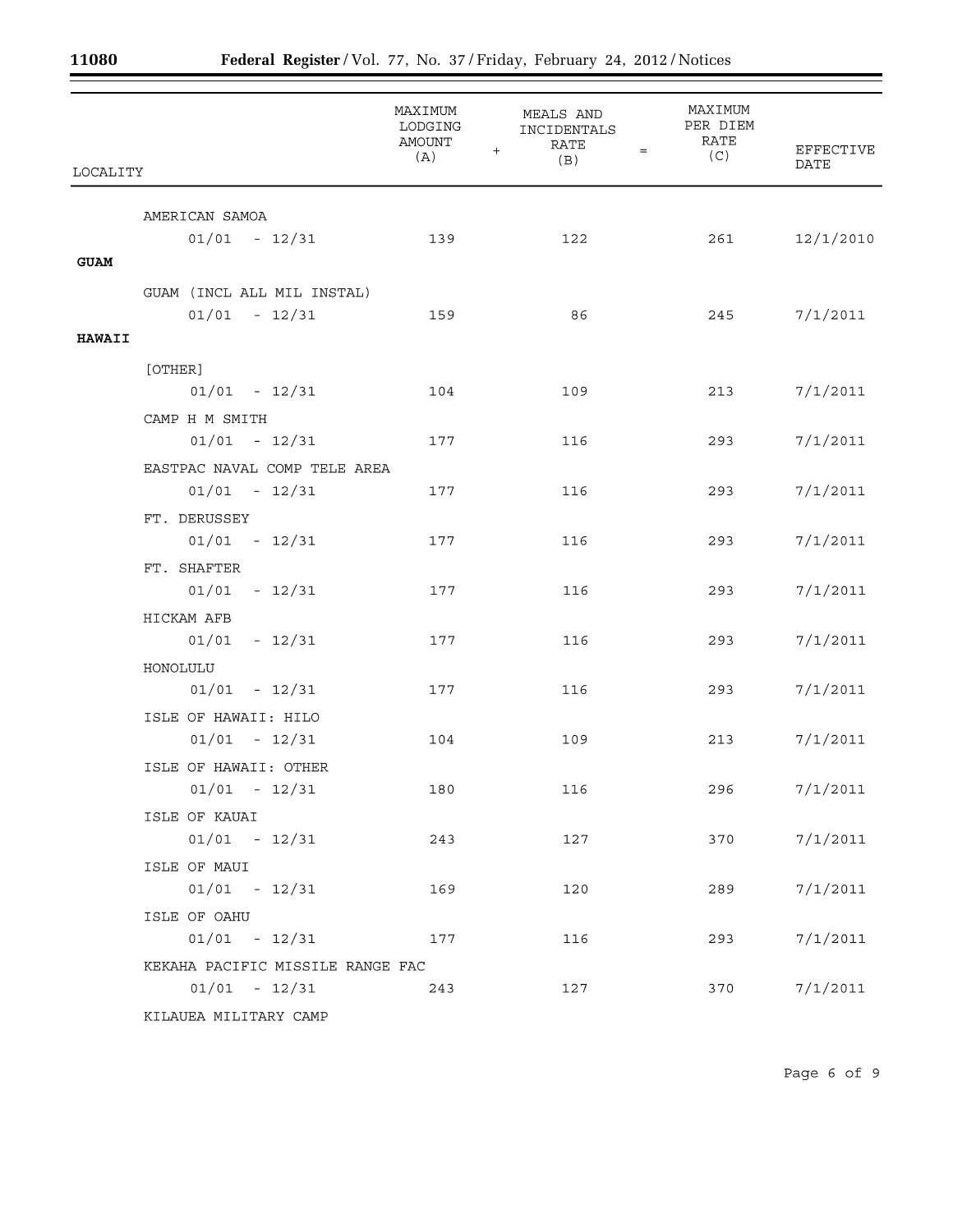| LOCALITY | MAXIMUM LODGING AMOUNT (A) | + | MEALS AND INCIDENTALS RATE (B) | = | MAXIMUM PER DIEM RATE (C) | EFFECTIVE DATE |
|---|---|---|---|---|---|---|
| AMERICAN SAMOA | | | | | | |
| 01/01 - 12/31 | 139 | | 122 | | 261 | 12/1/2010 |
| **GUAM** | | | | | | |
| GUAM (INCL ALL MIL INSTAL) | | | | | | |
| 01/01 - 12/31 | 159 | | 86 | | 245 | 7/1/2011 |
| **HAWAII** | | | | | | |
| [OTHER] | | | | | | |
| 01/01 - 12/31 | 104 | | 109 | | 213 | 7/1/2011 |
| CAMP H M SMITH | | | | | | |
| 01/01 - 12/31 | 177 | | 116 | | 293 | 7/1/2011 |
| EASTPAC NAVAL COMP TELE AREA | | | | | | |
| 01/01 - 12/31 | 177 | | 116 | | 293 | 7/1/2011 |
| FT. DERUSSEY | | | | | | |
| 01/01 - 12/31 | 177 | | 116 | | 293 | 7/1/2011 |
| FT. SHAFTER | | | | | | |
| 01/01 - 12/31 | 177 | | 116 | | 293 | 7/1/2011 |
| HICKAM AFB | | | | | | |
| 01/01 - 12/31 | 177 | | 116 | | 293 | 7/1/2011 |
| HONOLULU | | | | | | |
| 01/01 - 12/31 | 177 | | 116 | | 293 | 7/1/2011 |
| ISLE OF HAWAII: HILO | | | | | | |
| 01/01 - 12/31 | 104 | | 109 | | 213 | 7/1/2011 |
| ISLE OF HAWAII: OTHER | | | | | | |
| 01/01 - 12/31 | 180 | | 116 | | 296 | 7/1/2011 |
| ISLE OF KAUAI | | | | | | |
| 01/01 - 12/31 | 243 | | 127 | | 370 | 7/1/2011 |
| ISLE OF MAUI | | | | | | |
| 01/01 - 12/31 | 169 | | 120 | | 289 | 7/1/2011 |
| ISLE OF OAHU | | | | | | |
| 01/01 - 12/31 | 177 | | 116 | | 293 | 7/1/2011 |
| KEKAHA PACIFIC MISSILE RANGE FAC | | | | | | |
| 01/01 - 12/31 | 243 | | 127 | | 370 | 7/1/2011 |
| KILAUEA MILITARY CAMP | | | | | | |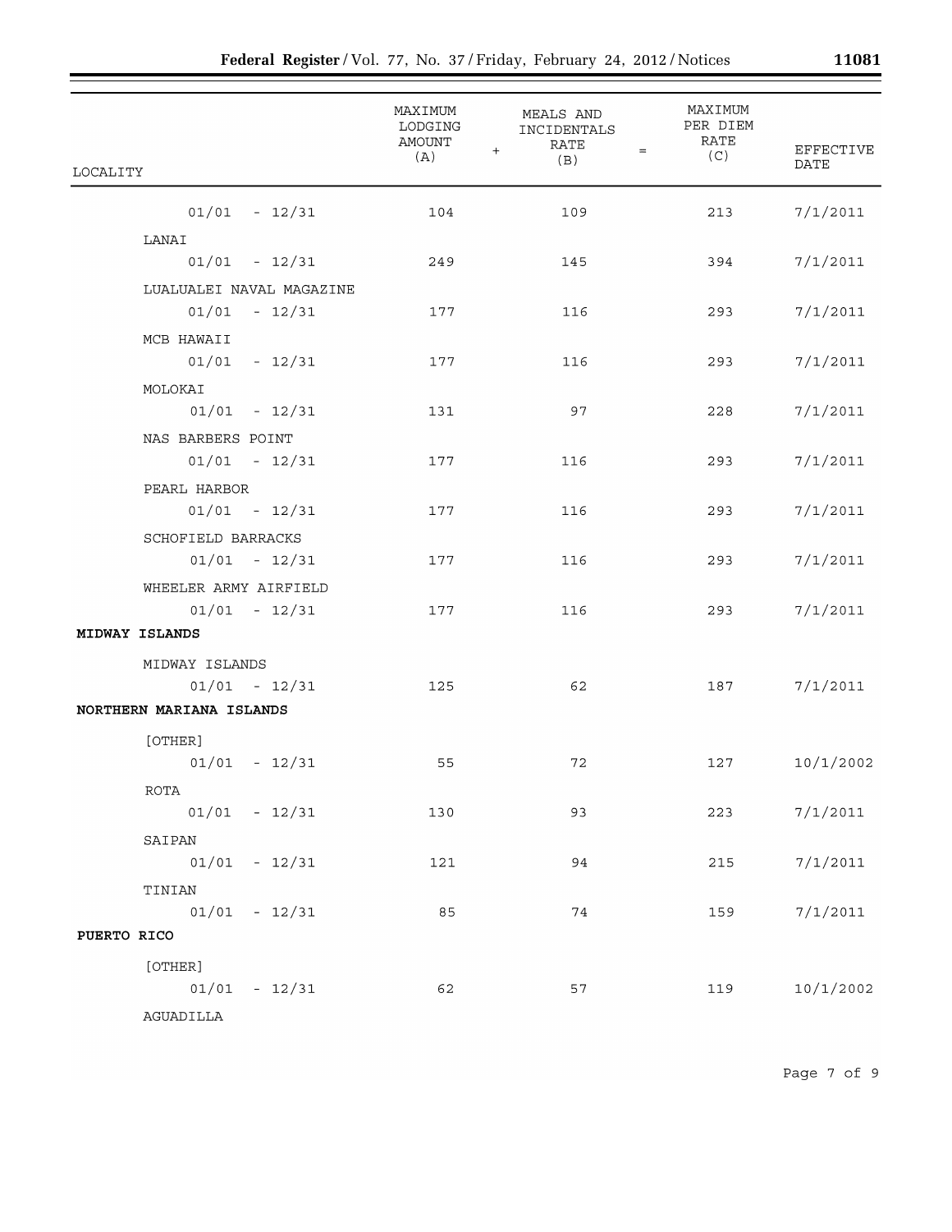| LOCALITY | MAXIMUM LODGING AMOUNT (A) | + | MEALS AND INCIDENTALS RATE (B) | = | MAXIMUM PER DIEM RATE (C) | EFFECTIVE DATE |
|---|---|---|---|---|---|---|
| 01/01 - 12/31 | 104 | | 109 | | 213 | 7/1/2011 |
| LANAI | | | | | | |
| 01/01 - 12/31 | 249 | | 145 | | 394 | 7/1/2011 |
| LUALUALEI NAVAL MAGAZINE | | | | | | |
| 01/01 - 12/31 | 177 | | 116 | | 293 | 7/1/2011 |
| MCB HAWAII | | | | | | |
| 01/01 - 12/31 | 177 | | 116 | | 293 | 7/1/2011 |
| MOLOKAI | | | | | | |
| 01/01 - 12/31 | 131 | | 97 | | 228 | 7/1/2011 |
| NAS BARBERS POINT | | | | | | |
| 01/01 - 12/31 | 177 | | 116 | | 293 | 7/1/2011 |
| PEARL HARBOR | | | | | | |
| 01/01 - 12/31 | 177 | | 116 | | 293 | 7/1/2011 |
| SCHOFIELD BARRACKS | | | | | | |
| 01/01 - 12/31 | 177 | | 116 | | 293 | 7/1/2011 |
| WHEELER ARMY AIRFIELD | | | | | | |
| 01/01 - 12/31 | 177 | | 116 | | 293 | 7/1/2011 |
| **MIDWAY ISLANDS** | | | | | | |
| MIDWAY ISLANDS | | | | | | |
| 01/01 - 12/31 | 125 | | 62 | | 187 | 7/1/2011 |
| **NORTHERN MARIANA ISLANDS** | | | | | | |
| [OTHER] | | | | | | |
| 01/01 - 12/31 | 55 | | 72 | | 127 | 10/1/2002 |
| ROTA | | | | | | |
| 01/01 - 12/31 | 130 | | 93 | | 223 | 7/1/2011 |
| SAIPAN | | | | | | |
| 01/01 - 12/31 | 121 | | 94 | | 215 | 7/1/2011 |
| TINIAN | | | | | | |
| 01/01 - 12/31 | 85 | | 74 | | 159 | 7/1/2011 |
| **PUERTO RICO** | | | | | | |
| [OTHER] | | | | | | |
| 01/01 - 12/31 | 62 | | 57 | | 119 | 10/1/2002 |
| AGUADILLA | | | | | | |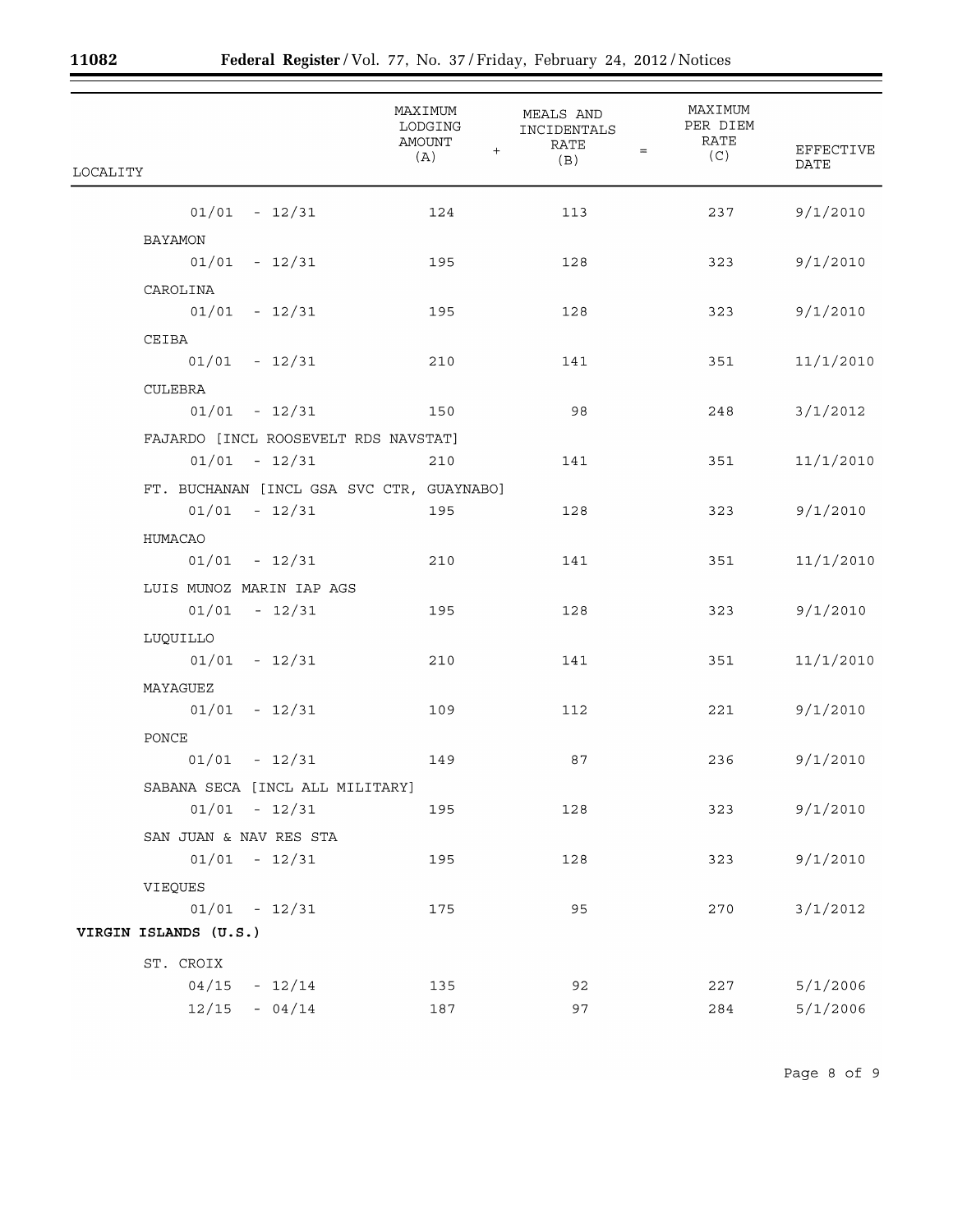| LOCALITY | MAXIMUM LODGING AMOUNT (A) + | MEALS AND INCIDENTALS RATE (B) = | MAXIMUM PER DIEM RATE (C) | EFFECTIVE DATE |
|---|---|---|---|---|
| 01/01 - 12/31 | 124 | 113 | 237 | 9/1/2010 |
| BAYAMON | | | | |
| 01/01 - 12/31 | 195 | 128 | 323 | 9/1/2010 |
| CAROLINA | | | | |
| 01/01 - 12/31 | 195 | 128 | 323 | 9/1/2010 |
| CEIBA | | | | |
| 01/01 - 12/31 | 210 | 141 | 351 | 11/1/2010 |
| CULEBRA | | | | |
| 01/01 - 12/31 | 150 | 98 | 248 | 3/1/2012 |
| FAJARDO [INCL ROOSEVELT RDS NAVSTAT] | | | | |
| 01/01 - 12/31 | 210 | 141 | 351 | 11/1/2010 |
| FT. BUCHANAN [INCL GSA SVC CTR, GUAYNABO] | | | | |
| 01/01 - 12/31 | 195 | 128 | 323 | 9/1/2010 |
| HUMACAO | | | | |
| 01/01 - 12/31 | 210 | 141 | 351 | 11/1/2010 |
| LUIS MUNOZ MARIN IAP AGS | | | | |
| 01/01 - 12/31 | 195 | 128 | 323 | 9/1/2010 |
| LUQUILLO | | | | |
| 01/01 - 12/31 | 210 | 141 | 351 | 11/1/2010 |
| MAYAGUEZ | | | | |
| 01/01 - 12/31 | 109 | 112 | 221 | 9/1/2010 |
| PONCE | | | | |
| 01/01 - 12/31 | 149 | 87 | 236 | 9/1/2010 |
| SABANA SECA [INCL ALL MILITARY] | | | | |
| 01/01 - 12/31 | 195 | 128 | 323 | 9/1/2010 |
| SAN JUAN & NAV RES STA | | | | |
| 01/01 - 12/31 | 195 | 128 | 323 | 9/1/2010 |
| VIEQUES | | | | |
| 01/01 - 12/31 | 175 | 95 | 270 | 3/1/2012 |
| **VIRGIN ISLANDS (U.S.)** | | | | |
| ST. CROIX | | | | |
| 04/15 - 12/14 | 135 | 92 | 227 | 5/1/2006 |
| 12/15 - 04/14 | 187 | 97 | 284 | 5/1/2006 |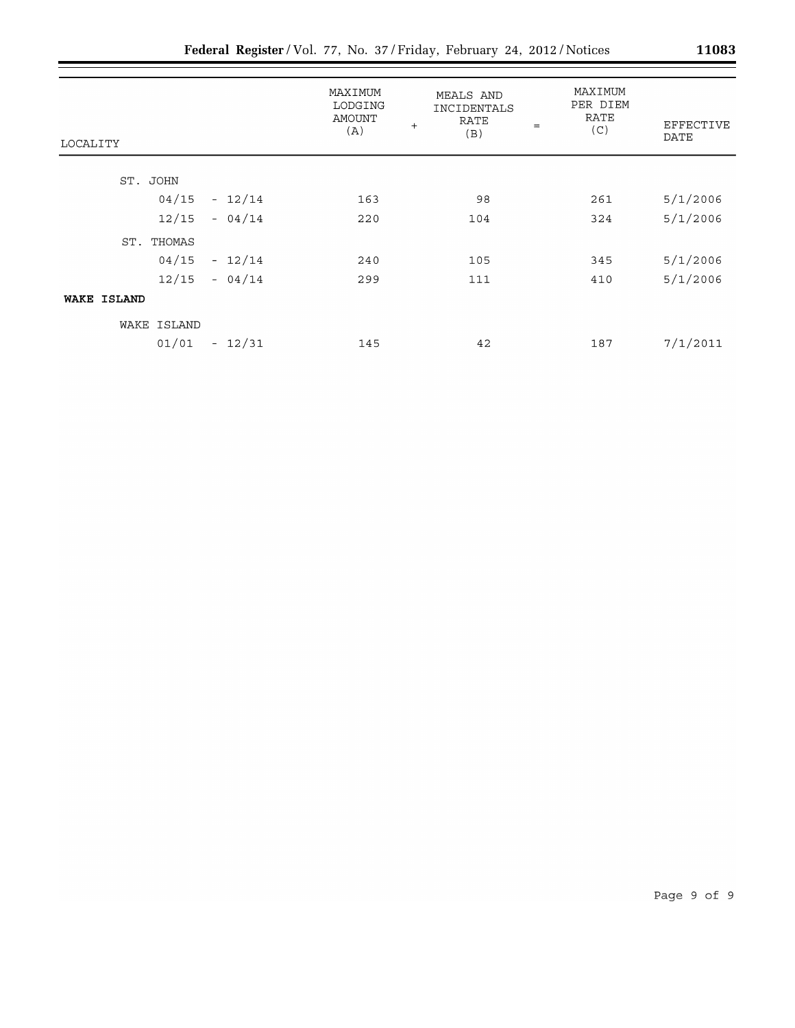| LOCALITY | MAXIMUM LODGING AMOUNT (A) | + | MEALS AND INCIDENTALS RATE (B) | = | MAXIMUM PER DIEM RATE (C) | EFFECTIVE DATE |
|---|---|---|---|---|---|---|
| ST. JOHN | | | | | | |
| 04/15 - 12/14 | 163 | | 98 | | 261 | 5/1/2006 |
| 12/15 - 04/14 | 220 | | 104 | | 324 | 5/1/2006 |
| ST. THOMAS | | | | | | |
| 04/15 - 12/14 | 240 | | 105 | | 345 | 5/1/2006 |
| 12/15 - 04/14 | 299 | | 111 | | 410 | 5/1/2006 |
| **WAKE ISLAND** | | | | | | |
| WAKE ISLAND | | | | | | |
| 01/01 - 12/31 | 145 | | 42 | | 187 | 7/1/2011 |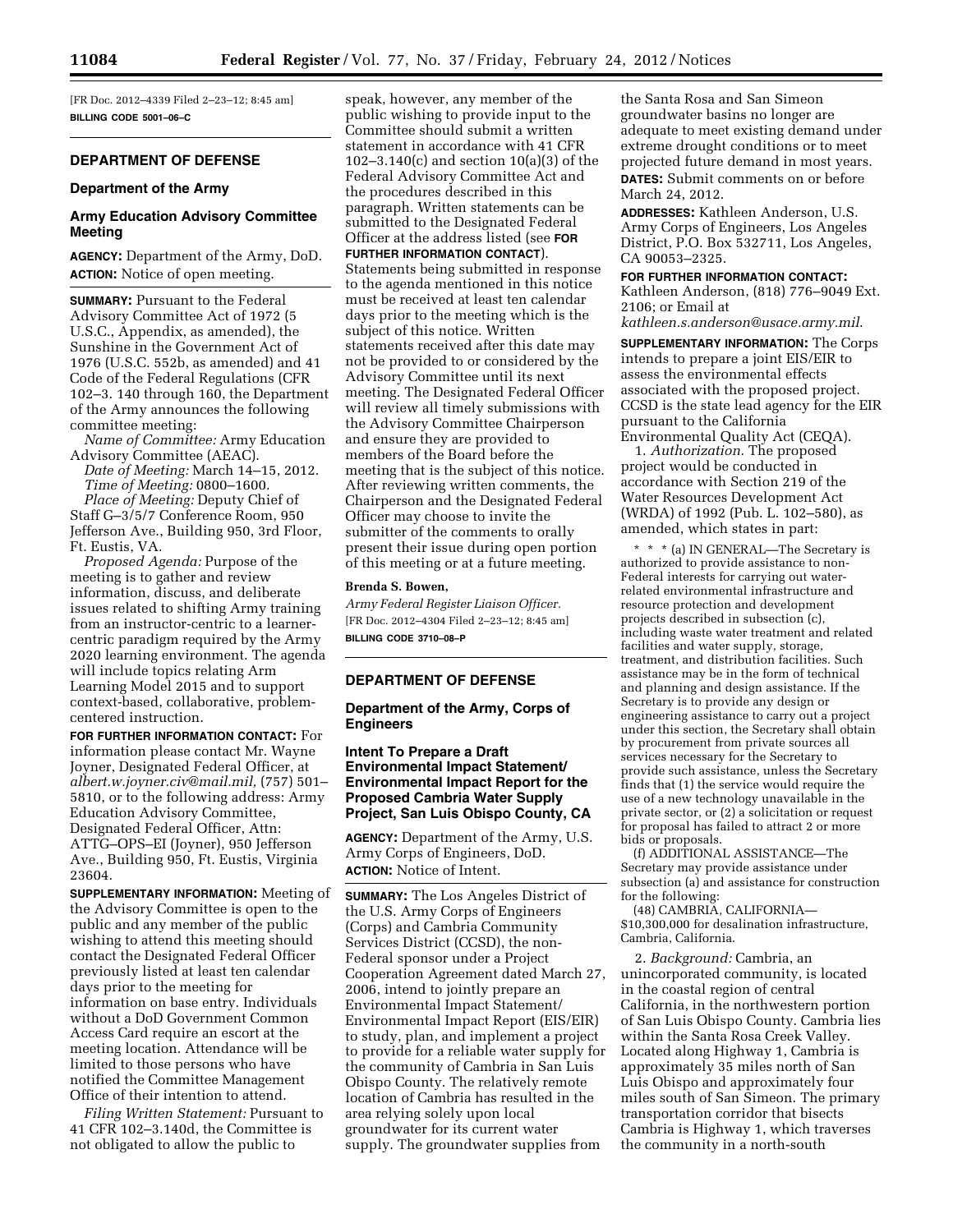[FR Doc. 2012–4339 Filed 2–23–12; 8:45 am]

**BILLING CODE 5001–06–C**

## DEPARTMENT OF DEFENSE

### Department of the Army

### Army Education Advisory Committee Meeting

**AGENCY:** Department of the Army, DoD.

**ACTION:** Notice of open meeting.

**SUMMARY:** Pursuant to the Federal Advisory Committee Act of 1972 (5 U.S.C., Appendix, as amended), the Sunshine in the Government Act of 1976 (U.S.C. 552b, as amended) and 41 Code of the Federal Regulations (CFR 102–3. 140 through 160, the Department of the Army announces the following committee meeting:

*Name of Committee:* Army Education Advisory Committee (AEAC).

*Date of Meeting:* March 14–15, 2012.

*Time of Meeting:* 0800–1600.

*Place of Meeting:* Deputy Chief of Staff G–3/5/7 Conference Room, 950 Jefferson Ave., Building 950, 3rd Floor, Ft. Eustis, VA.

*Proposed Agenda:* Purpose of the meeting is to gather and review information, discuss, and deliberate issues related to shifting Army training from an instructor-centric to a learner-centric paradigm required by the Army 2020 learning environment. The agenda will include topics relating Arm Learning Model 2015 and to support context-based, collaborative, problem-centered instruction.

**FOR FURTHER INFORMATION CONTACT:** For information please contact Mr. Wayne Joyner, Designated Federal Officer, at *albert.w.joyner.civ@mail.mil,* (757) 501–5810, or to the following address: Army Education Advisory Committee, Designated Federal Officer, Attn: ATTG–OPS–EI (Joyner), 950 Jefferson Ave., Building 950, Ft. Eustis, Virginia 23604.

**SUPPLEMENTARY INFORMATION:** Meeting of the Advisory Committee is open to the public and any member of the public wishing to attend this meeting should contact the Designated Federal Officer previously listed at least ten calendar days prior to the meeting for information on base entry. Individuals without a DoD Government Common Access Card require an escort at the meeting location. Attendance will be limited to those persons who have notified the Committee Management Office of their intention to attend.

*Filing Written Statement:* Pursuant to 41 CFR 102–3.140d, the Committee is not obligated to allow the public to speak, however, any member of the public wishing to provide input to the Committee should submit a written statement in accordance with 41 CFR 102–3.140(c) and section 10(a)(3) of the Federal Advisory Committee Act and the procedures described in this paragraph. Written statements can be submitted to the Designated Federal Officer at the address listed (see **FOR FURTHER INFORMATION CONTACT**). Statements being submitted in response to the agenda mentioned in this notice must be received at least ten calendar days prior to the meeting which is the subject of this notice. Written statements received after this date may not be provided to or considered by the Advisory Committee until its next meeting. The Designated Federal Officer will review all timely submissions with the Advisory Committee Chairperson and ensure they are provided to members of the Board before the meeting that is the subject of this notice. After reviewing written comments, the Chairperson and the Designated Federal Officer may choose to invite the submitter of the comments to orally present their issue during open portion of this meeting or at a future meeting.

**Brenda S. Bowen,**

*Army Federal Register Liaison Officer.*

[FR Doc. 2012–4304 Filed 2–23–12; 8:45 am]

**BILLING CODE 3710–08–P**

## DEPARTMENT OF DEFENSE

### Department of the Army, Corps of Engineers

### Intent To Prepare a Draft Environmental Impact Statement/ Environmental Impact Report for the Proposed Cambria Water Supply Project, San Luis Obispo County, CA

**AGENCY:** Department of the Army, U.S. Army Corps of Engineers, DoD.

**ACTION:** Notice of Intent.

**SUMMARY:** The Los Angeles District of the U.S. Army Corps of Engineers (Corps) and Cambria Community Services District (CCSD), the non-Federal sponsor under a Project Cooperation Agreement dated March 27, 2006, intend to jointly prepare an Environmental Impact Statement/ Environmental Impact Report (EIS/EIR) to study, plan, and implement a project to provide for a reliable water supply for the community of Cambria in San Luis Obispo County. The relatively remote location of Cambria has resulted in the area relying solely upon local groundwater for its current water supply. The groundwater supplies from the Santa Rosa and San Simeon groundwater basins no longer are adequate to meet existing demand under extreme drought conditions or to meet projected future demand in most years.

**DATES:** Submit comments on or before March 24, 2012.

**ADDRESSES:** Kathleen Anderson, U.S. Army Corps of Engineers, Los Angeles District, P.O. Box 532711, Los Angeles, CA 90053–2325.

**FOR FURTHER INFORMATION CONTACT:** Kathleen Anderson, (818) 776–9049 Ext. 2106; or Email at *kathleen.s.anderson@usace.army.mil*.

**SUPPLEMENTARY INFORMATION:** The Corps intends to prepare a joint EIS/EIR to assess the environmental effects associated with the proposed project. CCSD is the state lead agency for the EIR pursuant to the California Environmental Quality Act (CEQA).

1. *Authorization.* The proposed project would be conducted in accordance with Section 219 of the Water Resources Development Act (WRDA) of 1992 (Pub. L. 102–580), as amended, which states in part:

* * * (a) IN GENERAL—The Secretary is authorized to provide assistance to non-Federal interests for carrying out water-related environmental infrastructure and resource protection and development projects described in subsection (c), including waste water treatment and related facilities and water supply, storage, treatment, and distribution facilities. Such assistance may be in the form of technical and planning and design assistance. If the Secretary is to provide any design or engineering assistance to carry out a project under this section, the Secretary shall obtain by procurement from private sources all services necessary for the Secretary to provide such assistance, unless the Secretary finds that (1) the service would require the use of a new technology unavailable in the private sector, or (2) a solicitation or request for proposal has failed to attract 2 or more bids or proposals.

(f) ADDITIONAL ASSISTANCE—The Secretary may provide assistance under subsection (a) and assistance for construction for the following:

(48) CAMBRIA, CALIFORNIA—$10,300,000 for desalination infrastructure, Cambria, California.

2. *Background:* Cambria, an unincorporated community, is located in the coastal region of central California, in the northwestern portion of San Luis Obispo County. Cambria lies within the Santa Rosa Creek Valley. Located along Highway 1, Cambria is approximately 35 miles north of San Luis Obispo and approximately four miles south of San Simeon. The primary transportation corridor that bisects Cambria is Highway 1, which traverses the community in a north-south